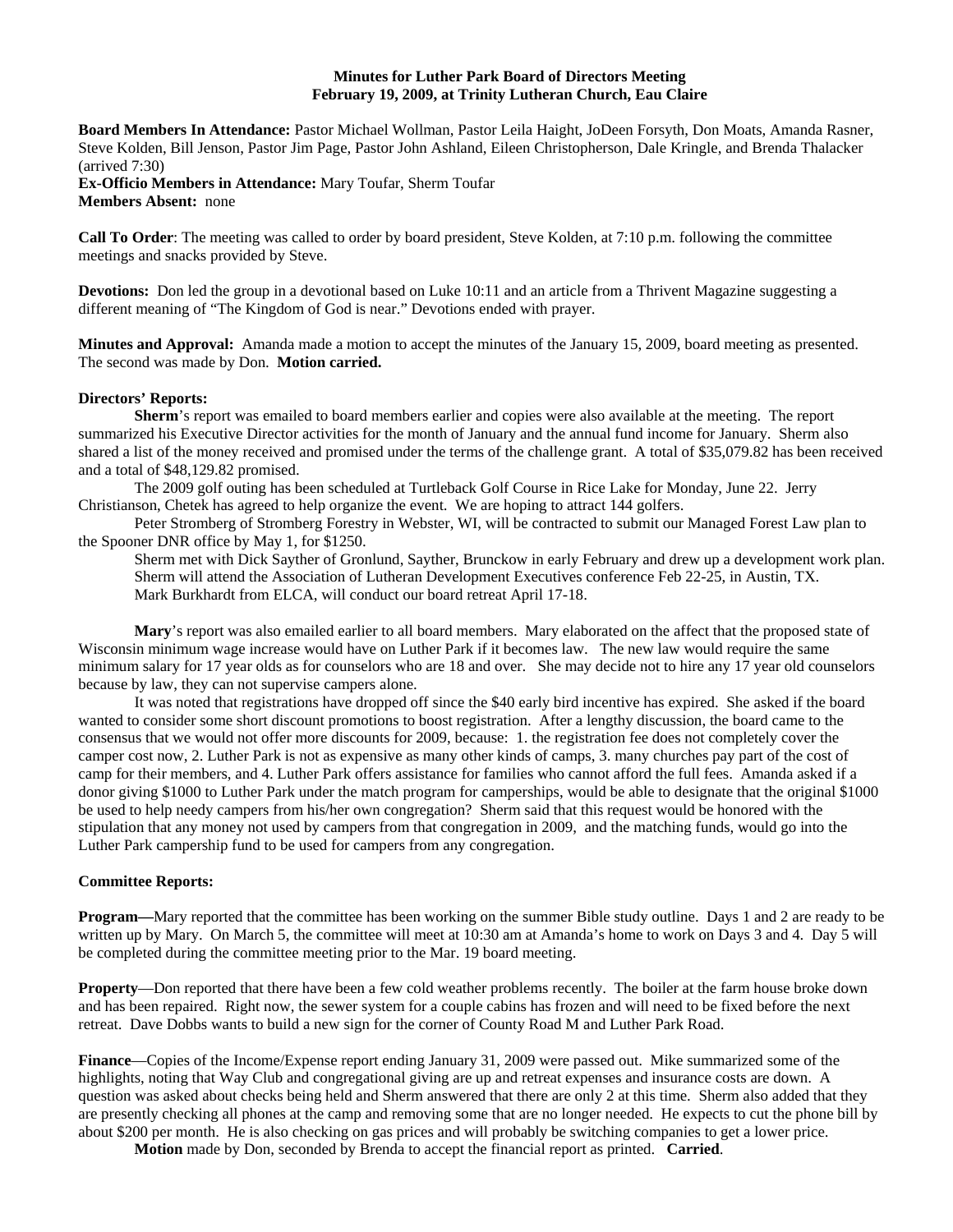**Minutes for Luther Park Board of Directors Meeting**
**February 19, 2009, at Trinity Lutheran Church, Eau Claire**

**Board Members In Attendance:** Pastor Michael Wollman, Pastor Leila Haight, JoDeen Forsyth, Don Moats, Amanda Rasner, Steve Kolden, Bill Jenson, Pastor Jim Page, Pastor John Ashland, Eileen Christopherson, Dale Kringle, and Brenda Thalacker (arrived 7:30)
**Ex-Officio Members in Attendance:** Mary Toufar, Sherm Toufar
**Members Absent:** none

**Call To Order**: The meeting was called to order by board president, Steve Kolden, at 7:10 p.m. following the committee meetings and snacks provided by Steve.

**Devotions:** Don led the group in a devotional based on Luke 10:11 and an article from a Thrivent Magazine suggesting a different meaning of "The Kingdom of God is near." Devotions ended with prayer.

**Minutes and Approval:** Amanda made a motion to accept the minutes of the January 15, 2009, board meeting as presented. The second was made by Don. **Motion carried.**

**Directors' Reports:**

**Sherm**'s report was emailed to board members earlier and copies were also available at the meeting. The report summarized his Executive Director activities for the month of January and the annual fund income for January. Sherm also shared a list of the money received and promised under the terms of the challenge grant. A total of $35,079.82 has been received and a total of $48,129.82 promised.

The 2009 golf outing has been scheduled at Turtleback Golf Course in Rice Lake for Monday, June 22. Jerry Christianson, Chetek has agreed to help organize the event. We are hoping to attract 144 golfers.

Peter Stromberg of Stromberg Forestry in Webster, WI, will be contracted to submit our Managed Forest Law plan to the Spooner DNR office by May 1, for $1250.

Sherm met with Dick Sayther of Gronlund, Sayther, Brunckow in early February and drew up a development work plan.
Sherm will attend the Association of Lutheran Development Executives conference Feb 22-25, in Austin, TX.
Mark Burkhardt from ELCA, will conduct our board retreat April 17-18.

**Mary**'s report was also emailed earlier to all board members. Mary elaborated on the affect that the proposed state of Wisconsin minimum wage increase would have on Luther Park if it becomes law. The new law would require the same minimum salary for 17 year olds as for counselors who are 18 and over. She may decide not to hire any 17 year old counselors because by law, they can not supervise campers alone.

It was noted that registrations have dropped off since the $40 early bird incentive has expired. She asked if the board wanted to consider some short discount promotions to boost registration. After a lengthy discussion, the board came to the consensus that we would not offer more discounts for 2009, because: 1. the registration fee does not completely cover the camper cost now, 2. Luther Park is not as expensive as many other kinds of camps, 3. many churches pay part of the cost of camp for their members, and 4. Luther Park offers assistance for families who cannot afford the full fees. Amanda asked if a donor giving $1000 to Luther Park under the match program for camperships, would be able to designate that the original $1000 be used to help needy campers from his/her own congregation? Sherm said that this request would be honored with the stipulation that any money not used by campers from that congregation in 2009, and the matching funds, would go into the Luther Park campership fund to be used for campers from any congregation.

**Committee Reports:**

**Program—**Mary reported that the committee has been working on the summer Bible study outline. Days 1 and 2 are ready to be written up by Mary. On March 5, the committee will meet at 10:30 am at Amanda's home to work on Days 3 and 4. Day 5 will be completed during the committee meeting prior to the Mar. 19 board meeting.

**Property**—Don reported that there have been a few cold weather problems recently. The boiler at the farm house broke down and has been repaired. Right now, the sewer system for a couple cabins has frozen and will need to be fixed before the next retreat. Dave Dobbs wants to build a new sign for the corner of County Road M and Luther Park Road.

**Finance**—Copies of the Income/Expense report ending January 31, 2009 were passed out. Mike summarized some of the highlights, noting that Way Club and congregational giving are up and retreat expenses and insurance costs are down. A question was asked about checks being held and Sherm answered that there are only 2 at this time. Sherm also added that they are presently checking all phones at the camp and removing some that are no longer needed. He expects to cut the phone bill by about $200 per month. He is also checking on gas prices and will probably be switching companies to get a lower price.

**Motion** made by Don, seconded by Brenda to accept the financial report as printed. **Carried**.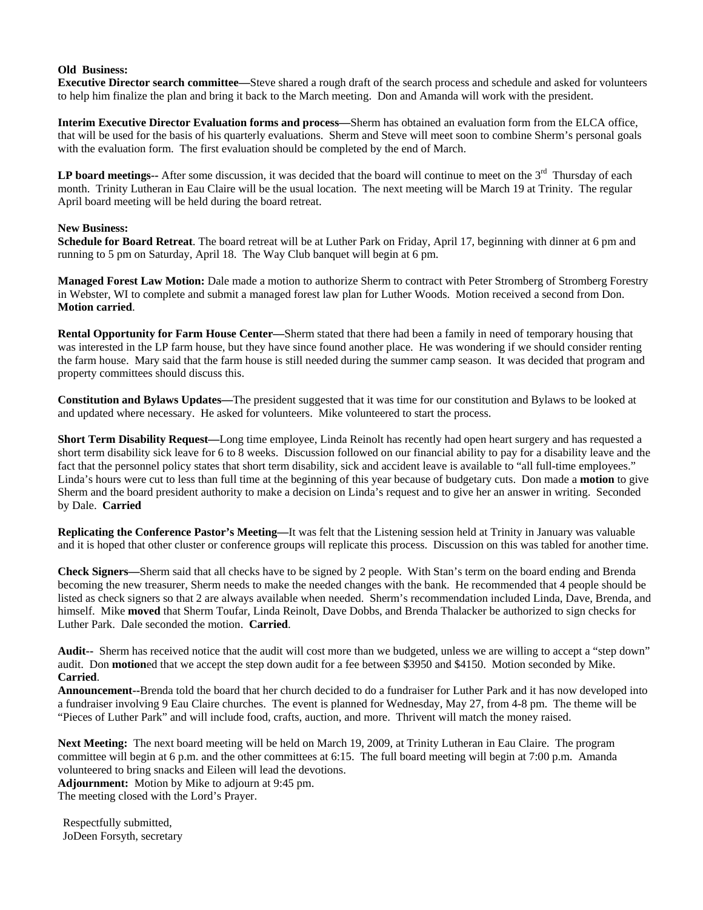**Old Business:**

**Executive Director search committee—**Steve shared a rough draft of the search process and schedule and asked for volunteers to help him finalize the plan and bring it back to the March meeting. Don and Amanda will work with the president.

**Interim Executive Director Evaluation forms and process—**Sherm has obtained an evaluation form from the ELCA office, that will be used for the basis of his quarterly evaluations. Sherm and Steve will meet soon to combine Sherm's personal goals with the evaluation form. The first evaluation should be completed by the end of March.

**LP board meetings--** After some discussion, it was decided that the board will continue to meet on the 3rd Thursday of each month. Trinity Lutheran in Eau Claire will be the usual location. The next meeting will be March 19 at Trinity. The regular April board meeting will be held during the board retreat.

**New Business:**

**Schedule for Board Retreat**. The board retreat will be at Luther Park on Friday, April 17, beginning with dinner at 6 pm and running to 5 pm on Saturday, April 18. The Way Club banquet will begin at 6 pm.

**Managed Forest Law Motion:** Dale made a motion to authorize Sherm to contract with Peter Stromberg of Stromberg Forestry in Webster, WI to complete and submit a managed forest law plan for Luther Woods. Motion received a second from Don. **Motion carried**.

**Rental Opportunity for Farm House Center—**Sherm stated that there had been a family in need of temporary housing that was interested in the LP farm house, but they have since found another place. He was wondering if we should consider renting the farm house. Mary said that the farm house is still needed during the summer camp season. It was decided that program and property committees should discuss this.

**Constitution and Bylaws Updates—**The president suggested that it was time for our constitution and Bylaws to be looked at and updated where necessary. He asked for volunteers. Mike volunteered to start the process.

**Short Term Disability Request—**Long time employee, Linda Reinolt has recently had open heart surgery and has requested a short term disability sick leave for 6 to 8 weeks. Discussion followed on our financial ability to pay for a disability leave and the fact that the personnel policy states that short term disability, sick and accident leave is available to "all full-time employees." Linda's hours were cut to less than full time at the beginning of this year because of budgetary cuts. Don made a **motion** to give Sherm and the board president authority to make a decision on Linda's request and to give her an answer in writing. Seconded by Dale. **Carried**

**Replicating the Conference Pastor's Meeting—**It was felt that the Listening session held at Trinity in January was valuable and it is hoped that other cluster or conference groups will replicate this process. Discussion on this was tabled for another time.

**Check Signers—**Sherm said that all checks have to be signed by 2 people. With Stan's term on the board ending and Brenda becoming the new treasurer, Sherm needs to make the needed changes with the bank. He recommended that 4 people should be listed as check signers so that 2 are always available when needed. Sherm's recommendation included Linda, Dave, Brenda, and himself. Mike **moved** that Sherm Toufar, Linda Reinolt, Dave Dobbs, and Brenda Thalacker be authorized to sign checks for Luther Park. Dale seconded the motion. **Carried**.

**Audit--** Sherm has received notice that the audit will cost more than we budgeted, unless we are willing to accept a "step down" audit. Don **motion**ed that we accept the step down audit for a fee between $3950 and $4150. Motion seconded by Mike. **Carried**.

**Announcement**--Brenda told the board that her church decided to do a fundraiser for Luther Park and it has now developed into a fundraiser involving 9 Eau Claire churches. The event is planned for Wednesday, May 27, from 4-8 pm. The theme will be "Pieces of Luther Park" and will include food, crafts, auction, and more. Thrivent will match the money raised.

**Next Meeting:** The next board meeting will be held on March 19, 2009, at Trinity Lutheran in Eau Claire. The program committee will begin at 6 p.m. and the other committees at 6:15. The full board meeting will begin at 7:00 p.m. Amanda volunteered to bring snacks and Eileen will lead the devotions.

**Adjournment:** Motion by Mike to adjourn at 9:45 pm.

The meeting closed with the Lord's Prayer.

Respectfully submitted,
JoDeen Forsyth, secretary